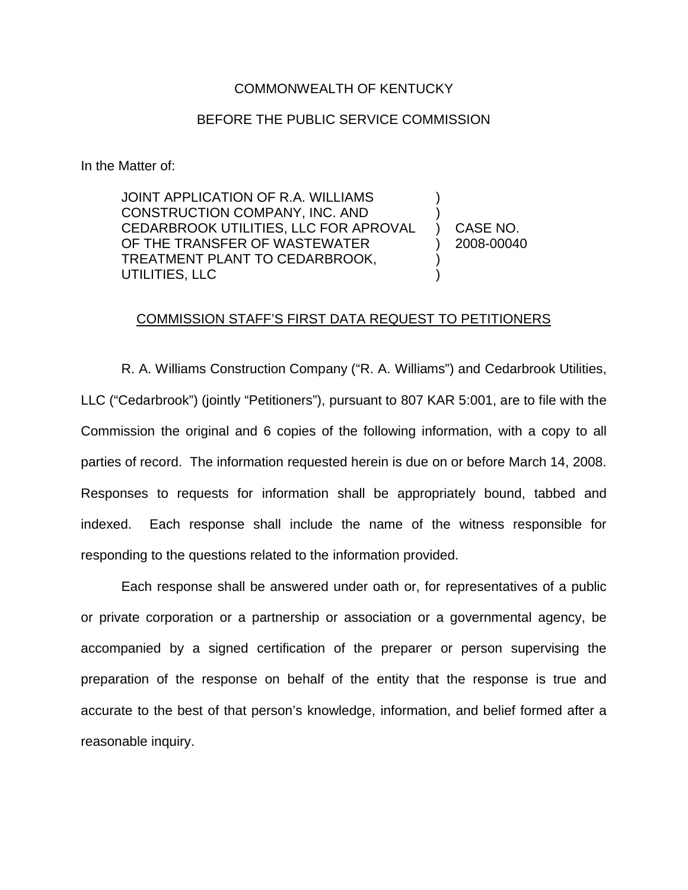COMMONWEALTH OF KENTUCKY

BEFORE THE PUBLIC SERVICE COMMISSION

In the Matter of:

| | | |
|---|---|---|
| JOINT APPLICATION OF R.A. WILLIAMS CONSTRUCTION COMPANY, INC. AND CEDARBROOK UTILITIES, LLC FOR APROVAL OF THE TRANSFER OF WASTEWATER TREATMENT PLANT TO CEDARBROOK, UTILITIES, LLC | ) ) ) ) ) ) | CASE NO. 2008-00040 |

COMMISSION STAFF'S FIRST DATA REQUEST TO PETITIONERS

R. A. Williams Construction Company ("R. A. Williams") and Cedarbrook Utilities, LLC ("Cedarbrook") (jointly "Petitioners"), pursuant to 807 KAR 5:001, are to file with the Commission the original and 6 copies of the following information, with a copy to all parties of record. The information requested herein is due on or before March 14, 2008. Responses to requests for information shall be appropriately bound, tabbed and indexed. Each response shall include the name of the witness responsible for responding to the questions related to the information provided.

Each response shall be answered under oath or, for representatives of a public or private corporation or a partnership or association or a governmental agency, be accompanied by a signed certification of the preparer or person supervising the preparation of the response on behalf of the entity that the response is true and accurate to the best of that person's knowledge, information, and belief formed after a reasonable inquiry.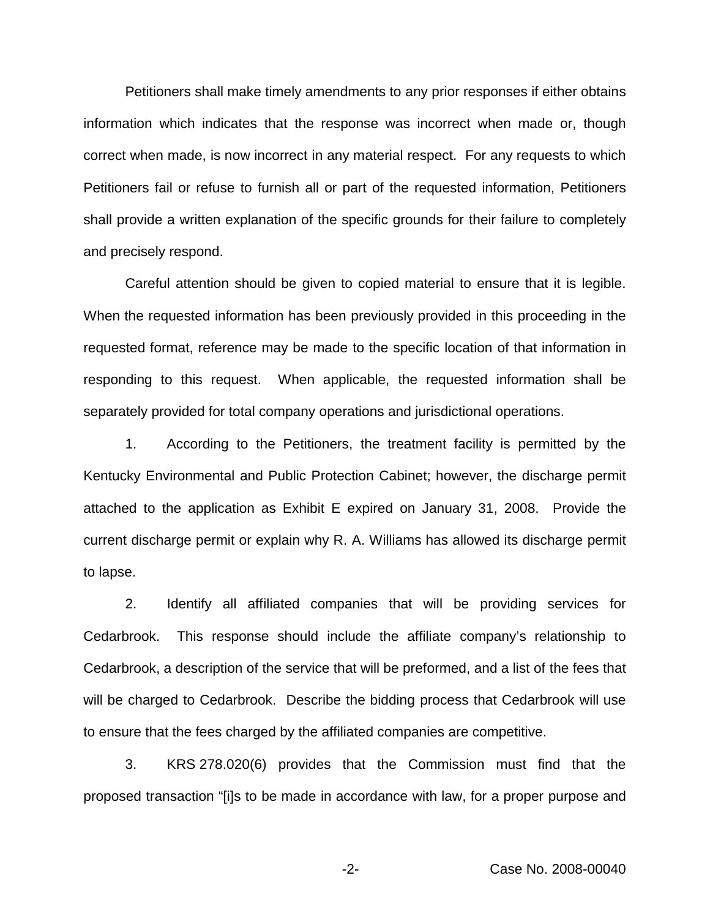Petitioners shall make timely amendments to any prior responses if either obtains information which indicates that the response was incorrect when made or, though correct when made, is now incorrect in any material respect. For any requests to which Petitioners fail or refuse to furnish all or part of the requested information, Petitioners shall provide a written explanation of the specific grounds for their failure to completely and precisely respond.

Careful attention should be given to copied material to ensure that it is legible. When the requested information has been previously provided in this proceeding in the requested format, reference may be made to the specific location of that information in responding to this request. When applicable, the requested information shall be separately provided for total company operations and jurisdictional operations.

1. According to the Petitioners, the treatment facility is permitted by the Kentucky Environmental and Public Protection Cabinet; however, the discharge permit attached to the application as Exhibit E expired on January 31, 2008. Provide the current discharge permit or explain why R. A. Williams has allowed its discharge permit to lapse.

2. Identify all affiliated companies that will be providing services for Cedarbrook. This response should include the affiliate company's relationship to Cedarbrook, a description of the service that will be preformed, and a list of the fees that will be charged to Cedarbrook. Describe the bidding process that Cedarbrook will use to ensure that the fees charged by the affiliated companies are competitive.

3. KRS 278.020(6) provides that the Commission must find that the proposed transaction "[i]s to be made in accordance with law, for a proper purpose and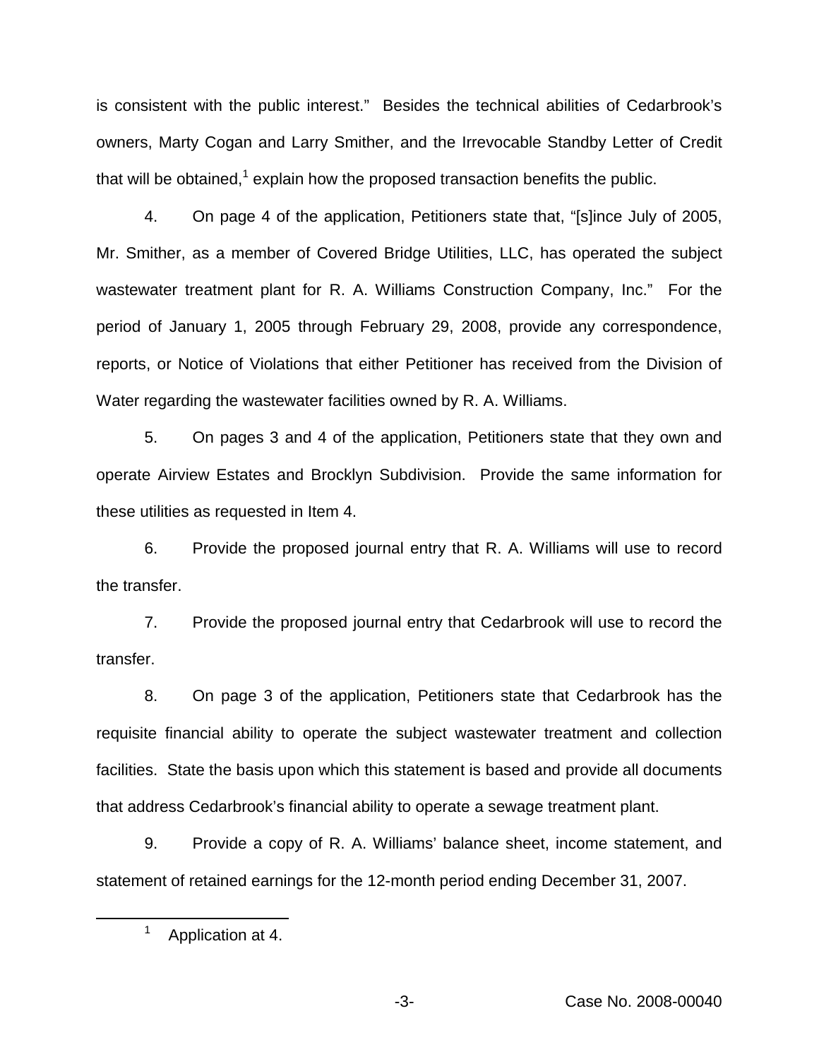is consistent with the public interest." Besides the technical abilities of Cedarbrook's owners, Marty Cogan and Larry Smither, and the Irrevocable Standby Letter of Credit that will be obtained,[1] explain how the proposed transaction benefits the public.

4. On page 4 of the application, Petitioners state that, "[s]ince July of 2005, Mr. Smither, as a member of Covered Bridge Utilities, LLC, has operated the subject wastewater treatment plant for R. A. Williams Construction Company, Inc." For the period of January 1, 2005 through February 29, 2008, provide any correspondence, reports, or Notice of Violations that either Petitioner has received from the Division of Water regarding the wastewater facilities owned by R. A. Williams.

5. On pages 3 and 4 of the application, Petitioners state that they own and operate Airview Estates and Brocklyn Subdivision. Provide the same information for these utilities as requested in Item 4.

6. Provide the proposed journal entry that R. A. Williams will use to record the transfer.

7. Provide the proposed journal entry that Cedarbrook will use to record the transfer.

8. On page 3 of the application, Petitioners state that Cedarbrook has the requisite financial ability to operate the subject wastewater treatment and collection facilities. State the basis upon which this statement is based and provide all documents that address Cedarbrook's financial ability to operate a sewage treatment plant.

9. Provide a copy of R. A. Williams' balance sheet, income statement, and statement of retained earnings for the 12-month period ending December 31, 2007.

---

[1] Application at 4.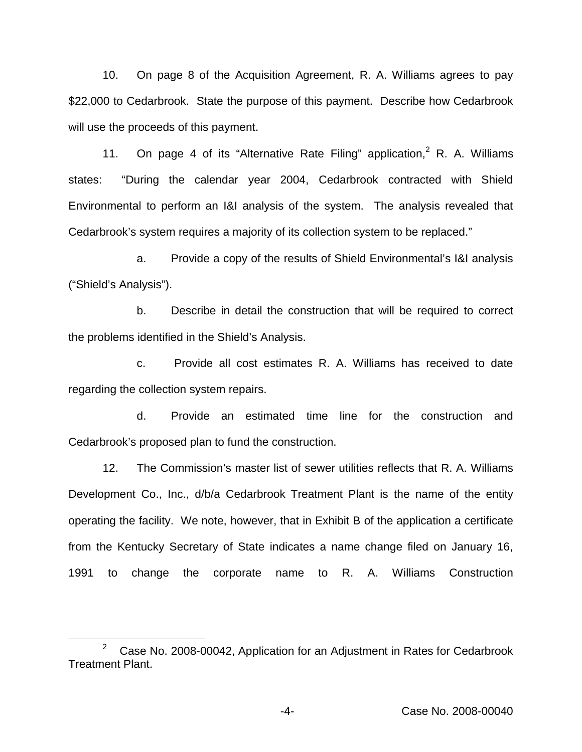10. On page 8 of the Acquisition Agreement, R. A. Williams agrees to pay $22,000 to Cedarbrook. State the purpose of this payment. Describe how Cedarbrook will use the proceeds of this payment.

11. On page 4 of its "Alternative Rate Filing" application,[2] R. A. Williams states: "During the calendar year 2004, Cedarbrook contracted with Shield Environmental to perform an I&I analysis of the system. The analysis revealed that Cedarbrook's system requires a majority of its collection system to be replaced."

a. Provide a copy of the results of Shield Environmental's I&I analysis ("Shield's Analysis").

b. Describe in detail the construction that will be required to correct the problems identified in the Shield's Analysis.

c. Provide all cost estimates R. A. Williams has received to date regarding the collection system repairs.

d. Provide an estimated time line for the construction and Cedarbrook's proposed plan to fund the construction.

12. The Commission's master list of sewer utilities reflects that R. A. Williams Development Co., Inc., d/b/a Cedarbrook Treatment Plant is the name of the entity operating the facility. We note, however, that in Exhibit B of the application a certificate from the Kentucky Secretary of State indicates a name change filed on January 16, 1991 to change the corporate name to R. A. Williams Construction

[2] Case No. 2008-00042, Application for an Adjustment in Rates for Cedarbrook Treatment Plant.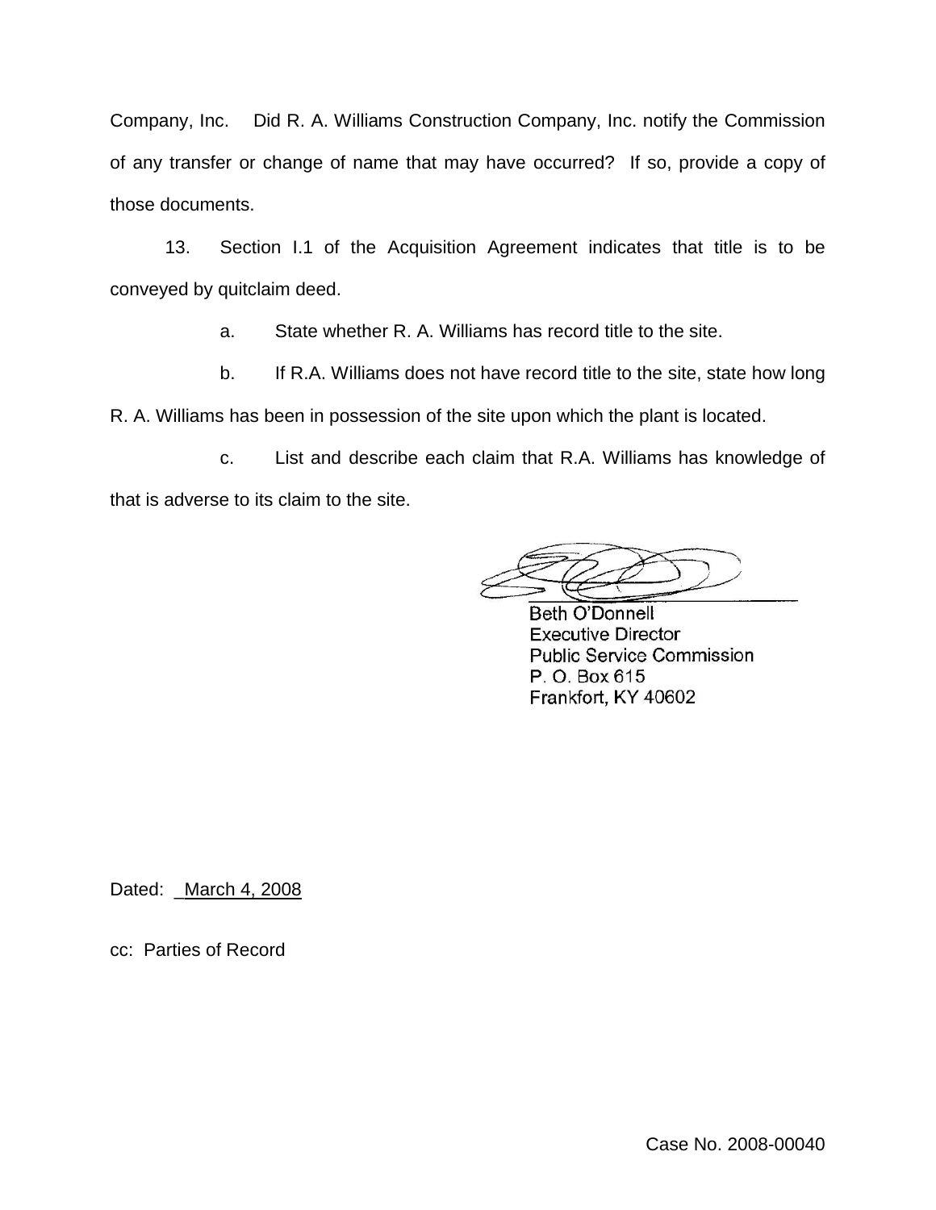Company, Inc. Did R. A. Williams Construction Company, Inc. notify the Commission of any transfer or change of name that may have occurred? If so, provide a copy of those documents.

13. Section I.1 of the Acquisition Agreement indicates that title is to be conveyed by quitclaim deed.

a. State whether R. A. Williams has record title to the site.

b. If R.A. Williams does not have record title to the site, state how long R. A. Williams has been in possession of the site upon which the plant is located.

c. List and describe each claim that R.A. Williams has knowledge of that is adverse to its claim to the site.

Beth O'Donnell
Executive Director
Public Service Commission
P. O. Box 615
Frankfort, KY 40602

Dated: March 4, 2008

cc: Parties of Record

Case No. 2008-00040